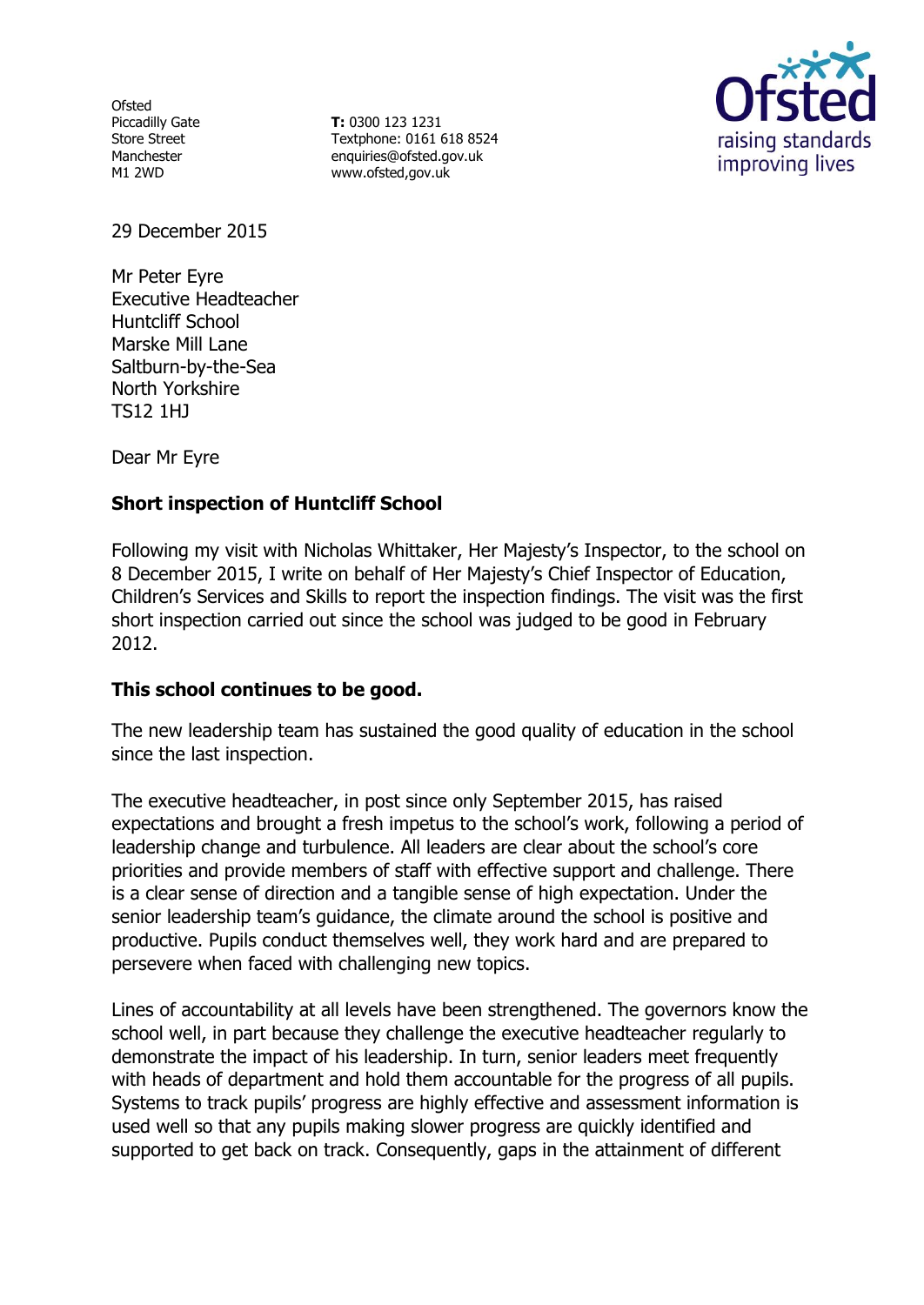Ofsted
Piccadilly Gate
Store Street
Manchester
M1 2WD

**T:** 0300 123 1231
Textphone: 0161 618 8524
enquiries@ofsted.gov.uk
www.ofsted,gov.uk

29 December 2015

Mr Peter Eyre
Executive Headteacher
Huntcliff School
Marske Mill Lane
Saltburn-by-the-Sea
North Yorkshire
TS12 1HJ

Dear Mr Eyre

**Short inspection of Huntcliff School**

Following my visit with Nicholas Whittaker, Her Majesty's Inspector, to the school on 8 December 2015, I write on behalf of Her Majesty's Chief Inspector of Education, Children's Services and Skills to report the inspection findings. The visit was the first short inspection carried out since the school was judged to be good in February 2012.

**This school continues to be good.**

The new leadership team has sustained the good quality of education in the school since the last inspection.

The executive headteacher, in post since only September 2015, has raised expectations and brought a fresh impetus to the school's work, following a period of leadership change and turbulence. All leaders are clear about the school's core priorities and provide members of staff with effective support and challenge. There is a clear sense of direction and a tangible sense of high expectation. Under the senior leadership team's guidance, the climate around the school is positive and productive. Pupils conduct themselves well, they work hard and are prepared to persevere when faced with challenging new topics.

Lines of accountability at all levels have been strengthened. The governors know the school well, in part because they challenge the executive headteacher regularly to demonstrate the impact of his leadership. In turn, senior leaders meet frequently with heads of department and hold them accountable for the progress of all pupils. Systems to track pupils' progress are highly effective and assessment information is used well so that any pupils making slower progress are quickly identified and supported to get back on track. Consequently, gaps in the attainment of different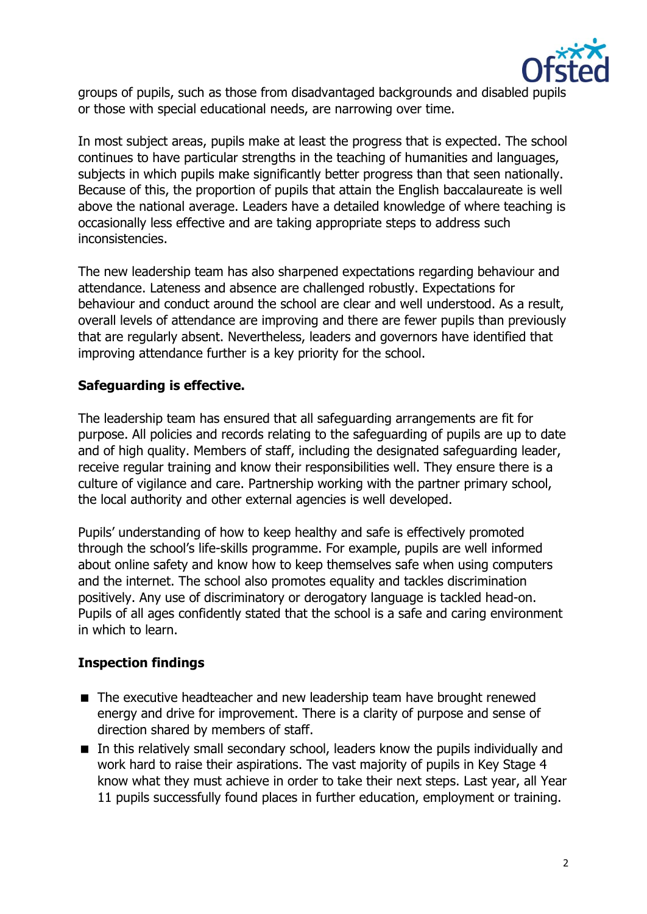groups of pupils, such as those from disadvantaged backgrounds and disabled pupils or those with special educational needs, are narrowing over time.

In most subject areas, pupils make at least the progress that is expected. The school continues to have particular strengths in the teaching of humanities and languages, subjects in which pupils make significantly better progress than that seen nationally. Because of this, the proportion of pupils that attain the English baccalaureate is well above the national average. Leaders have a detailed knowledge of where teaching is occasionally less effective and are taking appropriate steps to address such inconsistencies.

The new leadership team has also sharpened expectations regarding behaviour and attendance. Lateness and absence are challenged robustly. Expectations for behaviour and conduct around the school are clear and well understood. As a result, overall levels of attendance are improving and there are fewer pupils than previously that are regularly absent. Nevertheless, leaders and governors have identified that improving attendance further is a key priority for the school.

**Safeguarding is effective.**

The leadership team has ensured that all safeguarding arrangements are fit for purpose. All policies and records relating to the safeguarding of pupils are up to date and of high quality. Members of staff, including the designated safeguarding leader, receive regular training and know their responsibilities well. They ensure there is a culture of vigilance and care. Partnership working with the partner primary school, the local authority and other external agencies is well developed.

Pupils' understanding of how to keep healthy and safe is effectively promoted through the school's life-skills programme. For example, pupils are well informed about online safety and know how to keep themselves safe when using computers and the internet. The school also promotes equality and tackles discrimination positively. Any use of discriminatory or derogatory language is tackled head-on. Pupils of all ages confidently stated that the school is a safe and caring environment in which to learn.

## Inspection findings

- The executive headteacher and new leadership team have brought renewed energy and drive for improvement. There is a clarity of purpose and sense of direction shared by members of staff.
- In this relatively small secondary school, leaders know the pupils individually and work hard to raise their aspirations. The vast majority of pupils in Key Stage 4 know what they must achieve in order to take their next steps. Last year, all Year 11 pupils successfully found places in further education, employment or training.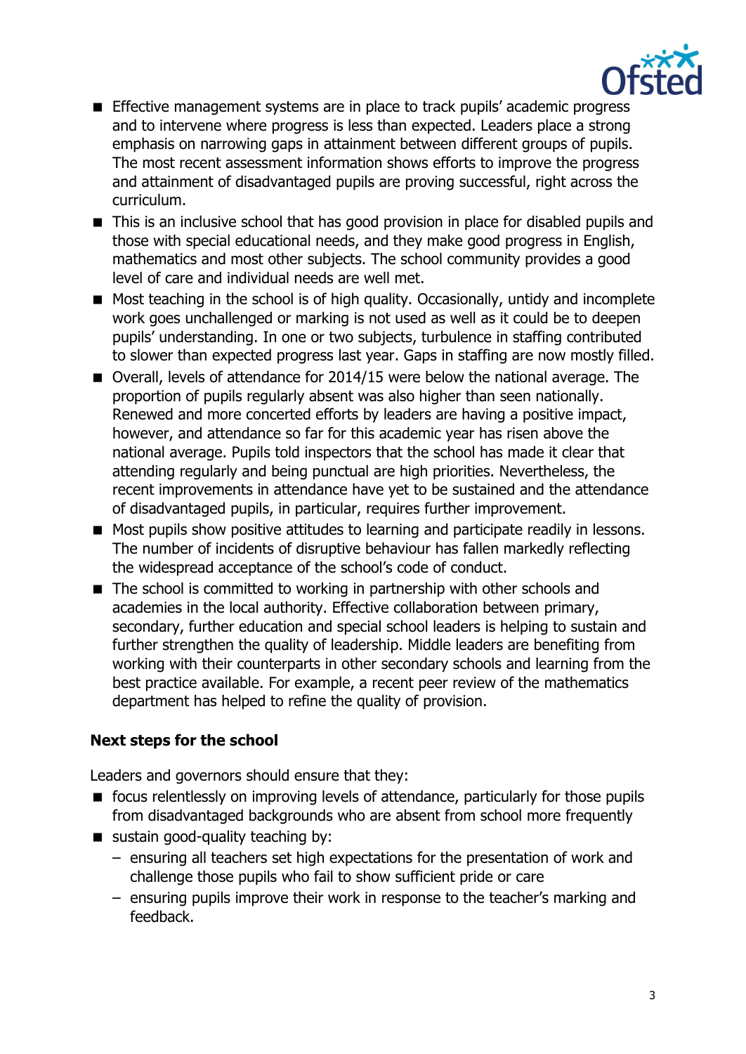- Effective management systems are in place to track pupils' academic progress and to intervene where progress is less than expected. Leaders place a strong emphasis on narrowing gaps in attainment between different groups of pupils. The most recent assessment information shows efforts to improve the progress and attainment of disadvantaged pupils are proving successful, right across the curriculum.
- This is an inclusive school that has good provision in place for disabled pupils and those with special educational needs, and they make good progress in English, mathematics and most other subjects. The school community provides a good level of care and individual needs are well met.
- Most teaching in the school is of high quality. Occasionally, untidy and incomplete work goes unchallenged or marking is not used as well as it could be to deepen pupils' understanding. In one or two subjects, turbulence in staffing contributed to slower than expected progress last year. Gaps in staffing are now mostly filled.
- Overall, levels of attendance for 2014/15 were below the national average. The proportion of pupils regularly absent was also higher than seen nationally. Renewed and more concerted efforts by leaders are having a positive impact, however, and attendance so far for this academic year has risen above the national average. Pupils told inspectors that the school has made it clear that attending regularly and being punctual are high priorities. Nevertheless, the recent improvements in attendance have yet to be sustained and the attendance of disadvantaged pupils, in particular, requires further improvement.
- Most pupils show positive attitudes to learning and participate readily in lessons. The number of incidents of disruptive behaviour has fallen markedly reflecting the widespread acceptance of the school's code of conduct.
- The school is committed to working in partnership with other schools and academies in the local authority. Effective collaboration between primary, secondary, further education and special school leaders is helping to sustain and further strengthen the quality of leadership. Middle leaders are benefiting from working with their counterparts in other secondary schools and learning from the best practice available. For example, a recent peer review of the mathematics department has helped to refine the quality of provision.

**Next steps for the school**

Leaders and governors should ensure that they:

- focus relentlessly on improving levels of attendance, particularly for those pupils from disadvantaged backgrounds who are absent from school more frequently
- sustain good-quality teaching by:
  - ensuring all teachers set high expectations for the presentation of work and challenge those pupils who fail to show sufficient pride or care
  - ensuring pupils improve their work in response to the teacher's marking and feedback.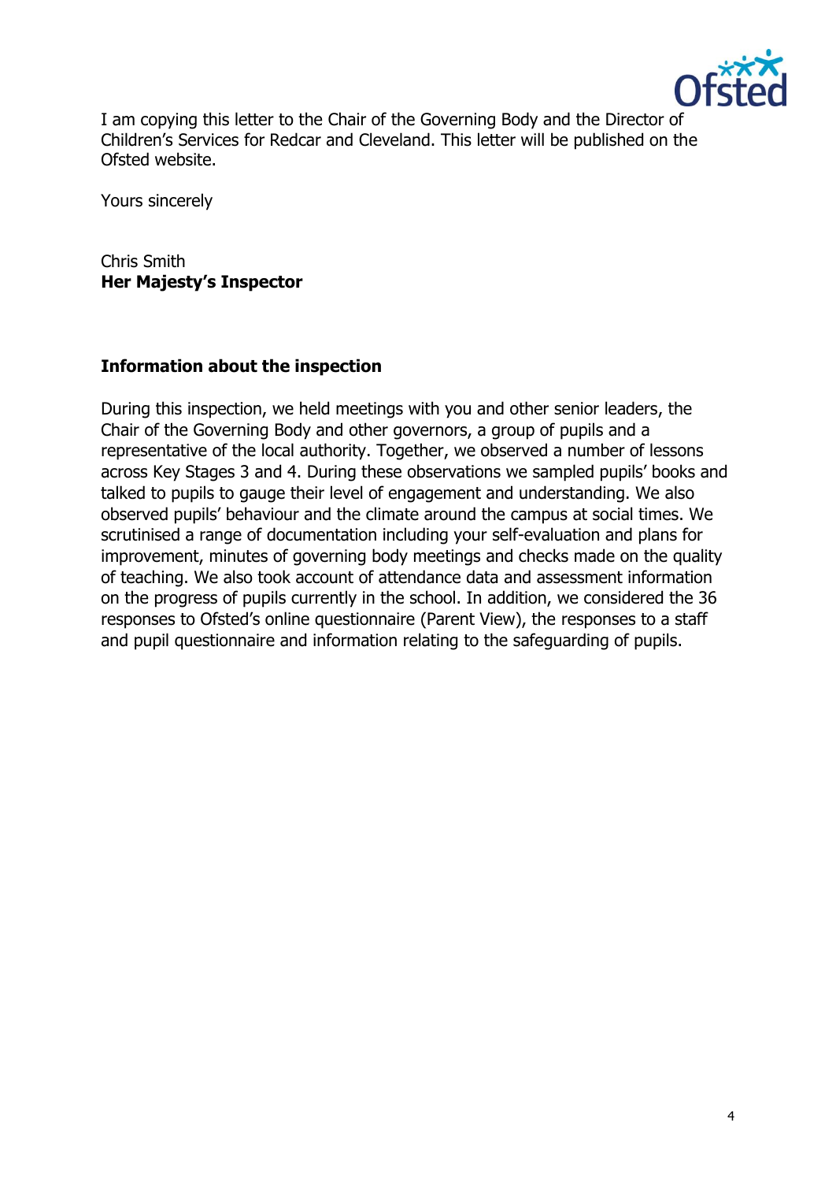I am copying this letter to the Chair of the Governing Body and the Director of Children's Services for Redcar and Cleveland. This letter will be published on the Ofsted website.

Yours sincerely

Chris Smith
**Her Majesty's Inspector**

## Information about the inspection

During this inspection, we held meetings with you and other senior leaders, the Chair of the Governing Body and other governors, a group of pupils and a representative of the local authority. Together, we observed a number of lessons across Key Stages 3 and 4. During these observations we sampled pupils' books and talked to pupils to gauge their level of engagement and understanding. We also observed pupils' behaviour and the climate around the campus at social times. We scrutinised a range of documentation including your self-evaluation and plans for improvement, minutes of governing body meetings and checks made on the quality of teaching. We also took account of attendance data and assessment information on the progress of pupils currently in the school. In addition, we considered the 36 responses to Ofsted's online questionnaire (Parent View), the responses to a staff and pupil questionnaire and information relating to the safeguarding of pupils.